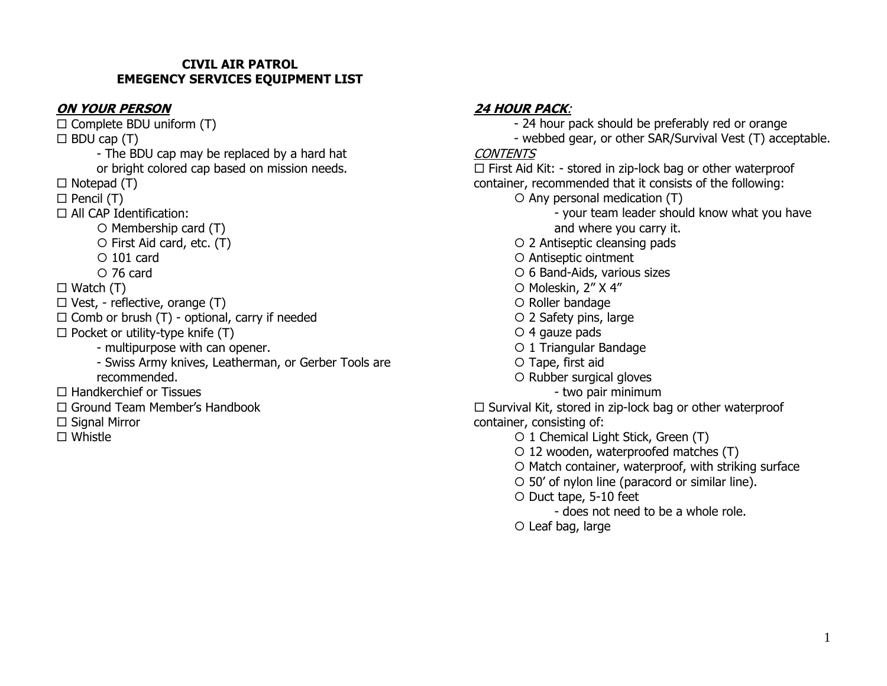# CIVIL AIR PATROL
# EMEGENCY SERVICES EQUIPMENT LIST

## ***ON YOUR PERSON***

- ☐ Complete BDU uniform (T)
- ☐ BDU cap (T)
  - The BDU cap may be replaced by a hard hat or bright colored cap based on mission needs.
- ☐ Notepad (T)
- ☐ Pencil (T)
- ☐ All CAP Identification:
  - ○ Membership card (T)
  - ○ First Aid card, etc. (T)
  - ○ 101 card
  - ○ 76 card
- ☐ Watch (T)
- ☐ Vest, - reflective, orange (T)
- ☐ Comb or brush (T) - optional, carry if needed
- ☐ Pocket or utility-type knife (T)
  - multipurpose with can opener.
  - Swiss Army knives, Leatherman, or Gerber Tools are recommended.
- ☐ Handkerchief or Tissues
- ☐ Ground Team Member's Handbook
- ☐ Signal Mirror
- ☐ Whistle

## ***24 HOUR PACK**:*

- 24 hour pack should be preferably red or orange
- webbed gear, or other SAR/Survival Vest (T) acceptable.

*CONTENTS*

☐ First Aid Kit: - stored in zip-lock bag or other waterproof container, recommended that it consists of the following:

- ○ Any personal medication (T)
  - your team leader should know what you have and where you carry it.
- ○ 2 Antiseptic cleansing pads
- ○ Antiseptic ointment
- ○ 6 Band-Aids, various sizes
- ○ Moleskin, 2" X 4"
- ○ Roller bandage
- ○ 2 Safety pins, large
- ○ 4 gauze pads
- ○ 1 Triangular Bandage
- ○ Tape, first aid
- ○ Rubber surgical gloves
  - two pair minimum

☐ Survival Kit, stored in zip-lock bag or other waterproof container, consisting of:

- ○ 1 Chemical Light Stick, Green (T)
- ○ 12 wooden, waterproofed matches (T)
- ○ Match container, waterproof, with striking surface
- ○ 50' of nylon line (paracord or similar line).
- ○ Duct tape, 5-10 feet
  - does not need to be a whole role.
- ○ Leaf bag, large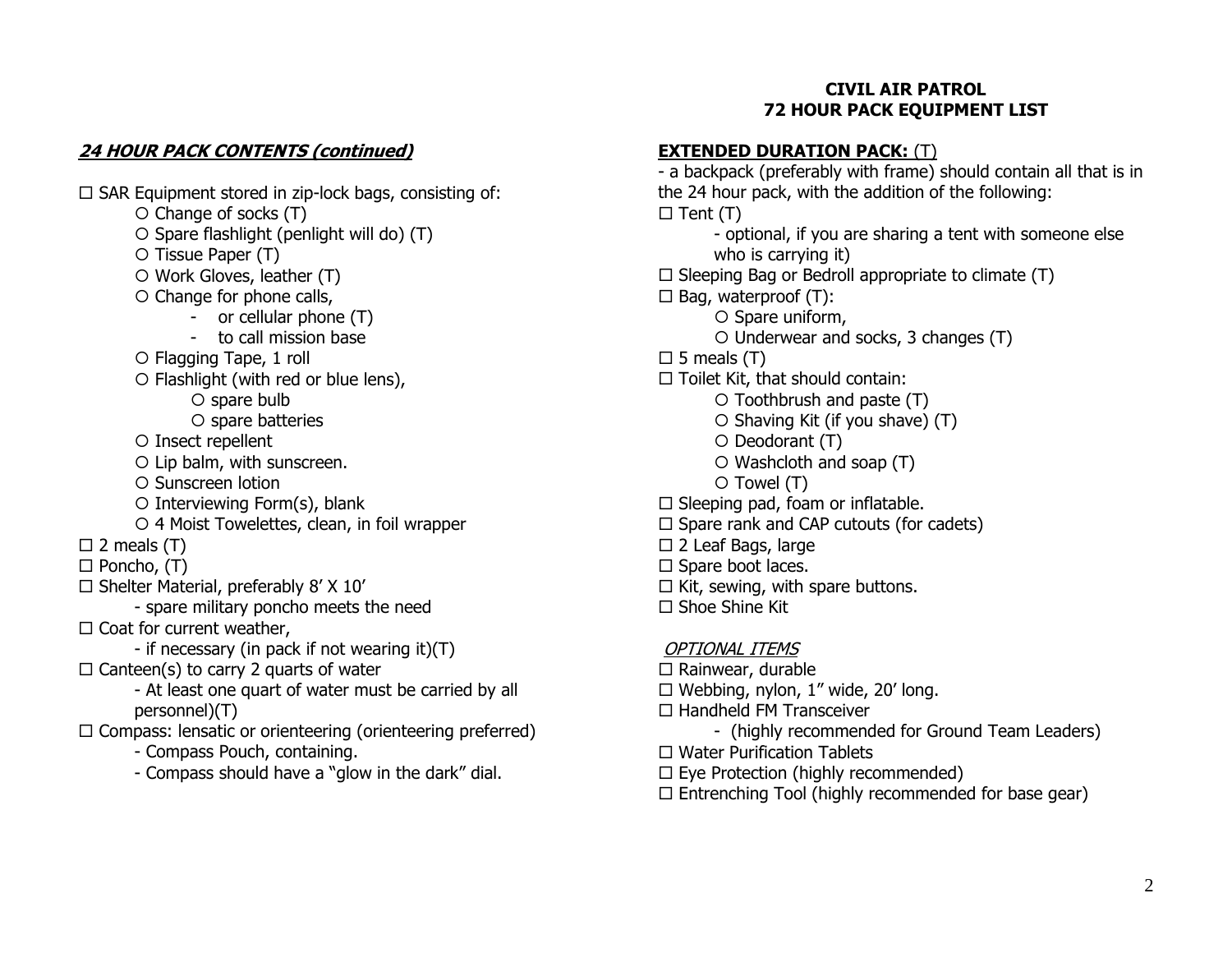## CIVIL AIR PATROL
## 72 HOUR PACK EQUIPMENT LIST

### *24 HOUR PACK CONTENTS (continued)*

- ☐ SAR Equipment stored in zip-lock bags, consisting of:
  - ○ Change of socks (T)
  - ○ Spare flashlight (penlight will do) (T)
  - ○ Tissue Paper (T)
  - ○ Work Gloves, leather (T)
  - ○ Change for phone calls,
    - or cellular phone (T)
    - to call mission base
  - ○ Flagging Tape, 1 roll
  - ○ Flashlight (with red or blue lens),
    - ○ spare bulb
    - ○ spare batteries
  - ○ Insect repellent
  - ○ Lip balm, with sunscreen.
  - ○ Sunscreen lotion
  - ○ Interviewing Form(s), blank
  - ○ 4 Moist Towelettes, clean, in foil wrapper
- ☐ 2 meals (T)
- ☐ Poncho, (T)
- ☐ Shelter Material, preferably 8' X 10'
  - spare military poncho meets the need
- ☐ Coat for current weather,
  - if necessary (in pack if not wearing it)(T)
- ☐ Canteen(s) to carry 2 quarts of water
  - At least one quart of water must be carried by all personnel)(T)
- ☐ Compass: lensatic or orienteering (orienteering preferred)
  - Compass Pouch, containing.
  - Compass should have a "glow in the dark" dial.

### EXTENDED DURATION PACK: (T)

- a backpack (preferably with frame) should contain all that is in the 24 hour pack, with the addition of the following:

- ☐ Tent (T)
  - optional, if you are sharing a tent with someone else who is carrying it)
- ☐ Sleeping Bag or Bedroll appropriate to climate (T)
- ☐ Bag, waterproof (T):
  - ○ Spare uniform,
  - ○ Underwear and socks, 3 changes (T)
- ☐ 5 meals (T)
- ☐ Toilet Kit, that should contain:
  - ○ Toothbrush and paste (T)
  - ○ Shaving Kit (if you shave) (T)
  - ○ Deodorant (T)
  - ○ Washcloth and soap (T)
  - ○ Towel (T)
- ☐ Sleeping pad, foam or inflatable.
- ☐ Spare rank and CAP cutouts (for cadets)
- ☐ 2 Leaf Bags, large
- ☐ Spare boot laces.
- ☐ Kit, sewing, with spare buttons.
- ☐ Shoe Shine Kit

#### *OPTIONAL ITEMS*

- ☐ Rainwear, durable
- ☐ Webbing, nylon, 1" wide, 20' long.
- ☐ Handheld FM Transceiver
  - (highly recommended for Ground Team Leaders)
- ☐ Water Purification Tablets
- ☐ Eye Protection (highly recommended)
- ☐ Entrenching Tool (highly recommended for base gear)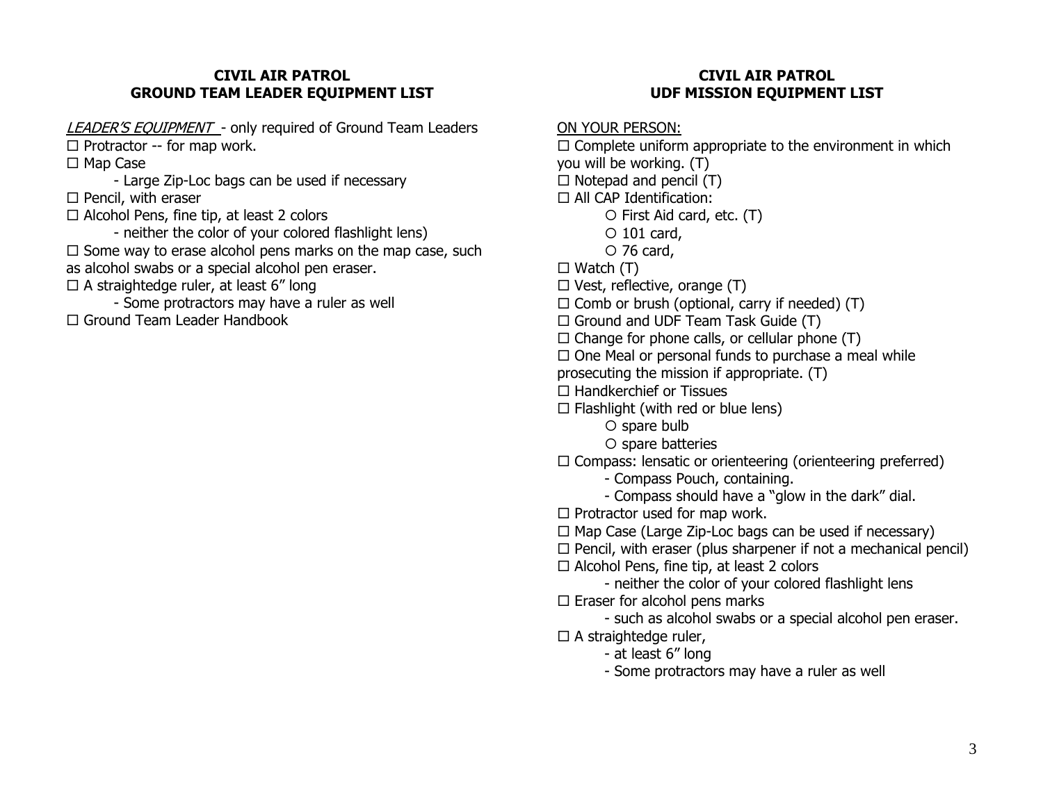## CIVIL AIR PATROL
## GROUND TEAM LEADER EQUIPMENT LIST

*LEADER'S EQUIPMENT* - only required of Ground Team Leaders

- ☐ Protractor -- for map work.
- ☐ Map Case
  - Large Zip-Loc bags can be used if necessary
- ☐ Pencil, with eraser
- ☐ Alcohol Pens, fine tip, at least 2 colors
  - neither the color of your colored flashlight lens)
- ☐ Some way to erase alcohol pens marks on the map case, such as alcohol swabs or a special alcohol pen eraser.
- ☐ A straightedge ruler, at least 6" long
  - Some protractors may have a ruler as well
- ☐ Ground Team Leader Handbook

## CIVIL AIR PATROL
## UDF MISSION EQUIPMENT LIST

ON YOUR PERSON:

- ☐ Complete uniform appropriate to the environment in which you will be working. (T)
- ☐ Notepad and pencil (T)
- ☐ All CAP Identification:
  - ○ First Aid card, etc. (T)
  - ○ 101 card,
  - ○ 76 card,
- ☐ Watch (T)
- ☐ Vest, reflective, orange (T)
- ☐ Comb or brush (optional, carry if needed) (T)
- ☐ Ground and UDF Team Task Guide (T)
- ☐ Change for phone calls, or cellular phone (T)
- ☐ One Meal or personal funds to purchase a meal while prosecuting the mission if appropriate. (T)
- ☐ Handkerchief or Tissues
- ☐ Flashlight (with red or blue lens)
  - ○ spare bulb
  - ○ spare batteries
- ☐ Compass: lensatic or orienteering (orienteering preferred)
  - Compass Pouch, containing.
  - Compass should have a "glow in the dark" dial.
- ☐ Protractor used for map work.
- ☐ Map Case (Large Zip-Loc bags can be used if necessary)
- ☐ Pencil, with eraser (plus sharpener if not a mechanical pencil)
- ☐ Alcohol Pens, fine tip, at least 2 colors
  - neither the color of your colored flashlight lens
- ☐ Eraser for alcohol pens marks
  - such as alcohol swabs or a special alcohol pen eraser.
- ☐ A straightedge ruler,
  - at least 6" long
  - Some protractors may have a ruler as well